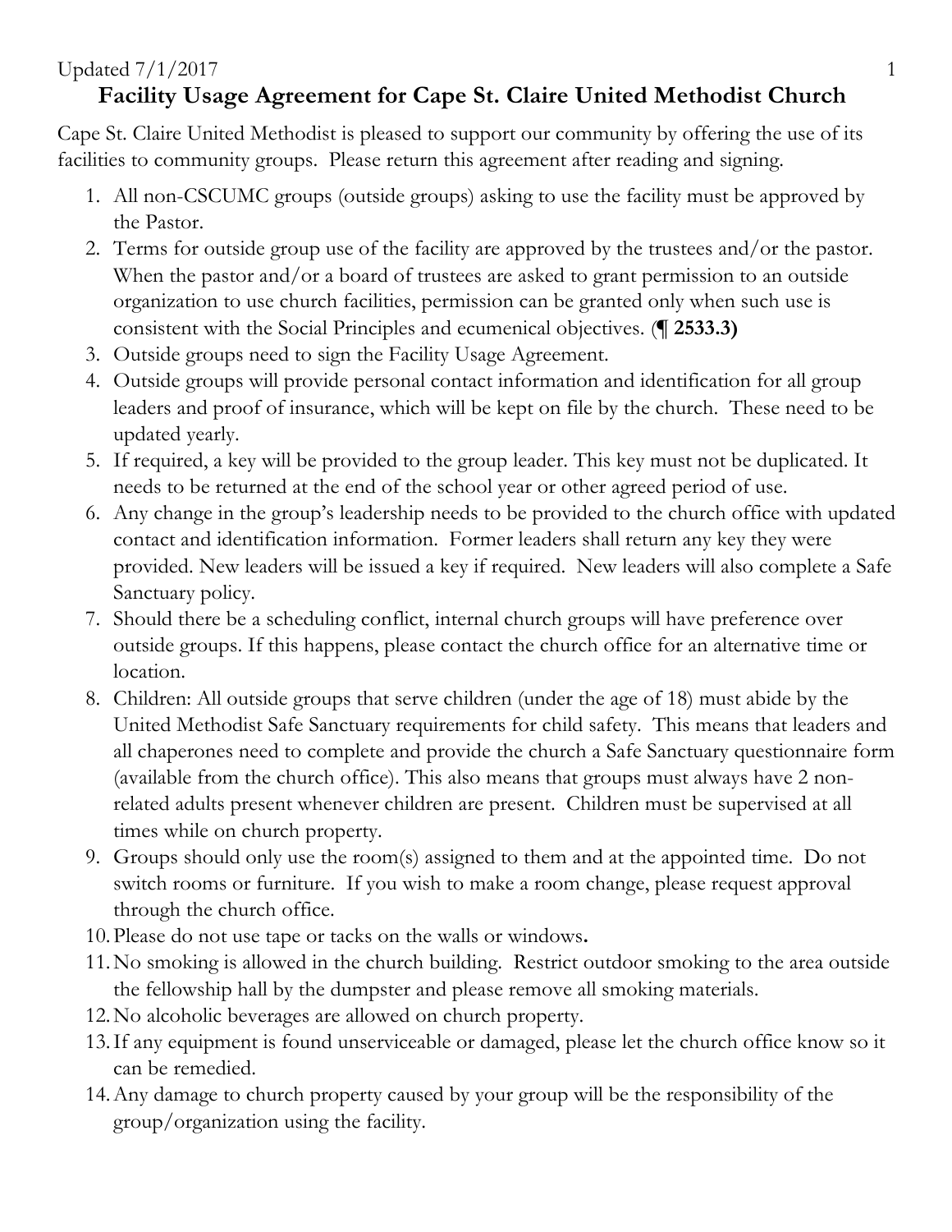Updated 7/1/2017

# Facility Usage Agreement for Cape St. Claire United Methodist Church

Cape St. Claire United Methodist is pleased to support our community by offering the use of its facilities to community groups. Please return this agreement after reading and signing.

1. All non-CSCUMC groups (outside groups) asking to use the facility must be approved by the Pastor.
2. Terms for outside group use of the facility are approved by the trustees and/or the pastor. When the pastor and/or a board of trustees are asked to grant permission to an outside organization to use church facilities, permission can be granted only when such use is consistent with the Social Principles and ecumenical objectives. (**¶ 2533.3)**
3. Outside groups need to sign the Facility Usage Agreement.
4. Outside groups will provide personal contact information and identification for all group leaders and proof of insurance, which will be kept on file by the church. These need to be updated yearly.
5. If required, a key will be provided to the group leader. This key must not be duplicated. It needs to be returned at the end of the school year or other agreed period of use.
6. Any change in the group's leadership needs to be provided to the church office with updated contact and identification information. Former leaders shall return any key they were provided. New leaders will be issued a key if required. New leaders will also complete a Safe Sanctuary policy.
7. Should there be a scheduling conflict, internal church groups will have preference over outside groups. If this happens, please contact the church office for an alternative time or location.
8. Children: All outside groups that serve children (under the age of 18) must abide by the United Methodist Safe Sanctuary requirements for child safety. This means that leaders and all chaperones need to complete and provide the church a Safe Sanctuary questionnaire form (available from the church office). This also means that groups must always have 2 non-related adults present whenever children are present. Children must be supervised at all times while on church property.
9. Groups should only use the room(s) assigned to them and at the appointed time. Do not switch rooms or furniture. If you wish to make a room change, please request approval through the church office.
10. Please do not use tape or tacks on the walls or windows**.**
11. No smoking is allowed in the church building. Restrict outdoor smoking to the area outside the fellowship hall by the dumpster and please remove all smoking materials.
12. No alcoholic beverages are allowed on church property.
13. If any equipment is found unserviceable or damaged, please let the church office know so it can be remedied.
14. Any damage to church property caused by your group will be the responsibility of the group/organization using the facility.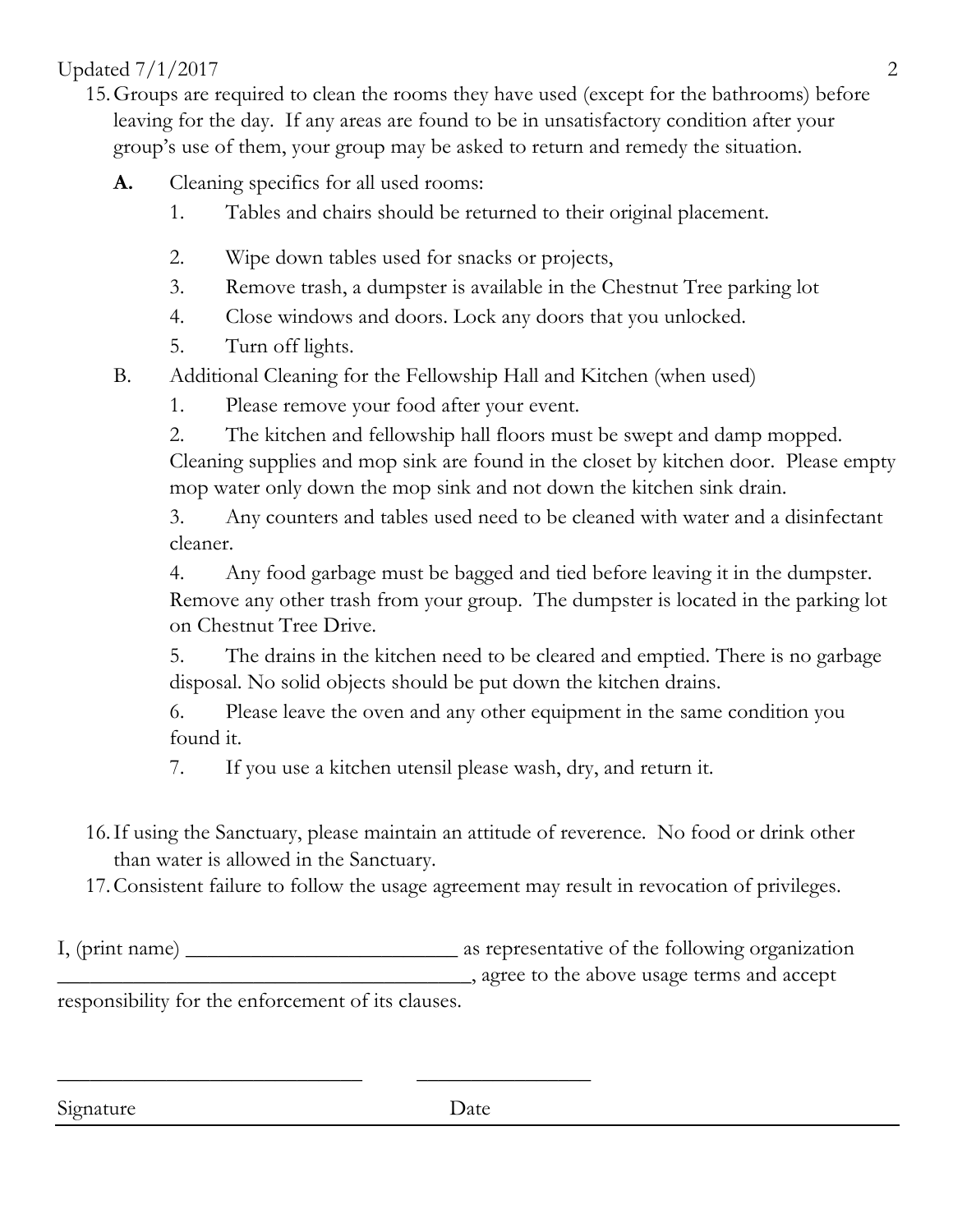15. Groups are required to clean the rooms they have used (except for the bathrooms) before leaving for the day. If any areas are found to be in unsatisfactory condition after your group's use of them, your group may be asked to return and remedy the situation.

    **A.** Cleaning specifics for all used rooms:

    1. Tables and chairs should be returned to their original placement.
    2. Wipe down tables used for snacks or projects,
    3. Remove trash, a dumpster is available in the Chestnut Tree parking lot
    4. Close windows and doors. Lock any doors that you unlocked.
    5. Turn off lights.

    B. Additional Cleaning for the Fellowship Hall and Kitchen (when used)

    1. Please remove your food after your event.
    2. The kitchen and fellowship hall floors must be swept and damp mopped. Cleaning supplies and mop sink are found in the closet by kitchen door. Please empty mop water only down the mop sink and not down the kitchen sink drain.
    3. Any counters and tables used need to be cleaned with water and a disinfectant cleaner.
    4. Any food garbage must be bagged and tied before leaving it in the dumpster. Remove any other trash from your group. The dumpster is located in the parking lot on Chestnut Tree Drive.
    5. The drains in the kitchen need to be cleared and emptied. There is no garbage disposal. No solid objects should be put down the kitchen drains.
    6. Please leave the oven and any other equipment in the same condition you found it.
    7. If you use a kitchen utensil please wash, dry, and return it.

16. If using the Sanctuary, please maintain an attitude of reverence. No food or drink other than water is allowed in the Sanctuary.
17. Consistent failure to follow the usage agreement may result in revocation of privileges.

I, (print name) __________________________ as representative of the following organization ________________________________________, agree to the above usage terms and accept responsibility for the enforcement of its clauses.

______________________________ _________________

Signature Date